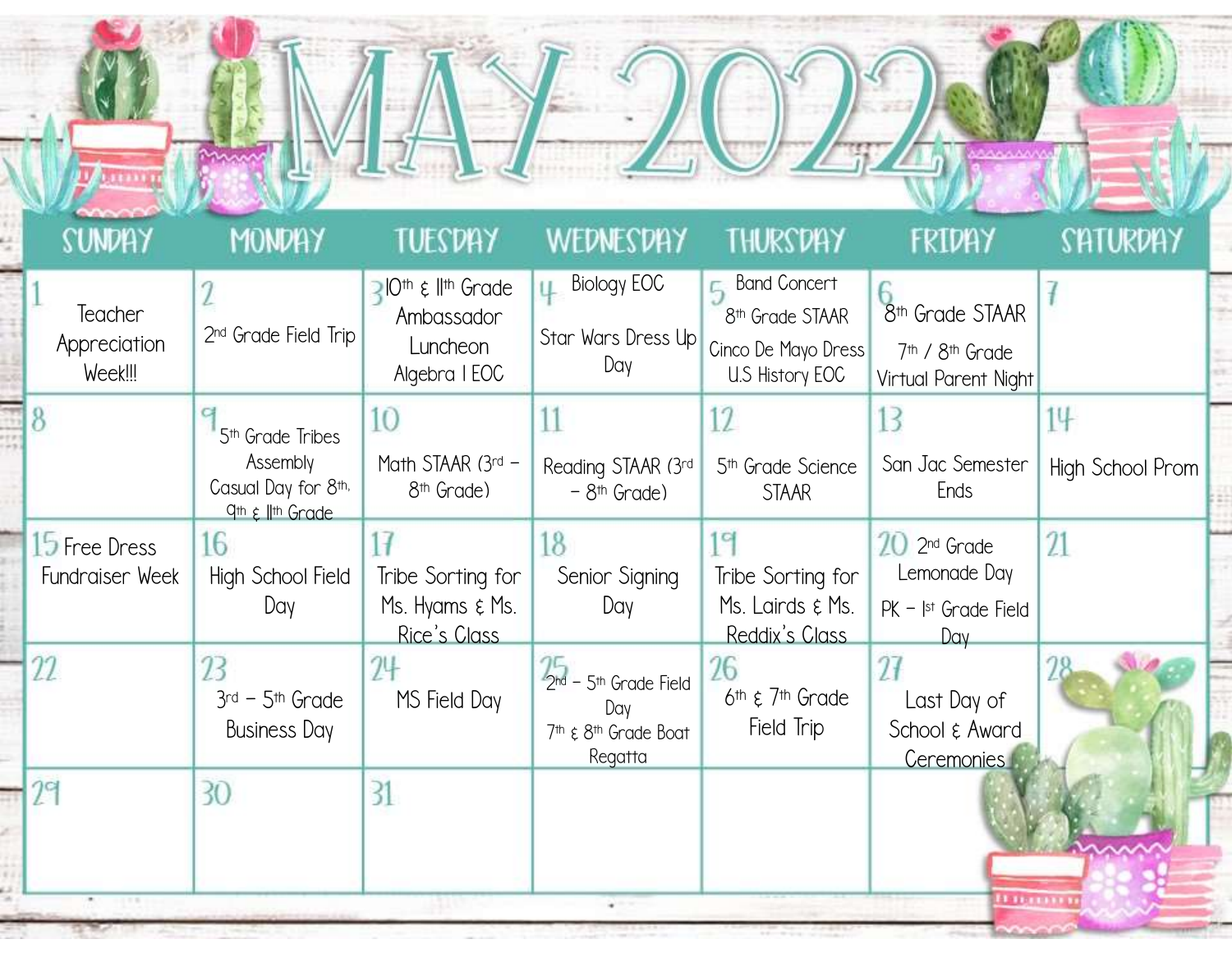# MAY 2022

| SUNDAY | MONDAY | TUESDAY | WEDNESDAY | THURSDAY | FRIDAY | SATURDAY |
|---|---|---|---|---|---|---|
| 1 Teacher Appreciation Week!!! | 2 2nd Grade Field Trip | 3 10th & 11th Grade Ambassador Luncheon Algebra I EOC | 4 Biology EOC Star Wars Dress Up Day | 5 Band Concert 8th Grade STAAR Cinco De Mayo Dress U.S History EOC | 6 8th Grade STAAR 7th / 8th Grade Virtual Parent Night | 7 |
| 8 | 9 5th Grade Tribes Assembly Casual Day for 8th, 9th & 11th Grade | 10 Math STAAR (3rd – 8th Grade) | 11 Reading STAAR (3rd – 8th Grade) | 12 5th Grade Science STAAR | 13 San Jac Semester Ends | 14 High School Prom |
| 15 Free Dress Fundraiser Week | 16 High School Field Day | 17 Tribe Sorting for Ms. Hyams & Ms. Rice's Class | 18 Senior Signing Day | 19 Tribe Sorting for Ms. Lairds & Ms. Reddix's Class | 20 2nd Grade Lemonade Day PK – 1st Grade Field Day | 21 |
| 22 | 23 3rd – 5th Grade Business Day | 24 MS Field Day | 25 2nd – 5th Grade Field Day 7th & 8th Grade Boat Regatta | 26 6th & 7th Grade Field Trip | 27 Last Day of School & Award Ceremonies | 28 |
| 29 | 30 | 31 | | | | |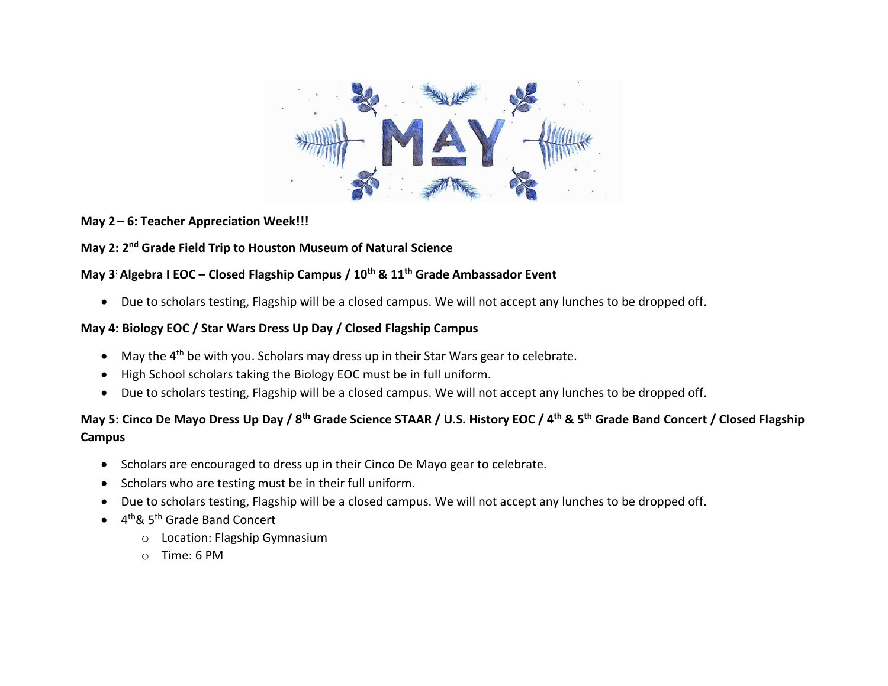# MAY

**May 2 – 6: Teacher Appreciation Week!!!**

**May 2: 2nd Grade Field Trip to Houston Museum of Natural Science**

**May 3: Algebra I EOC – Closed Flagship Campus / 10th & 11th Grade Ambassador Event**

- Due to scholars testing, Flagship will be a closed campus. We will not accept any lunches to be dropped off.

**May 4: Biology EOC / Star Wars Dress Up Day / Closed Flagship Campus**

- May the 4th be with you. Scholars may dress up in their Star Wars gear to celebrate.
- High School scholars taking the Biology EOC must be in full uniform.
- Due to scholars testing, Flagship will be a closed campus. We will not accept any lunches to be dropped off.

**May 5: Cinco De Mayo Dress Up Day / 8th Grade Science STAAR / U.S. History EOC / 4th & 5th Grade Band Concert / Closed Flagship Campus**

- Scholars are encouraged to dress up in their Cinco De Mayo gear to celebrate.
- Scholars who are testing must be in their full uniform.
- Due to scholars testing, Flagship will be a closed campus. We will not accept any lunches to be dropped off.
- 4th& 5th Grade Band Concert
  - Location: Flagship Gymnasium
  - Time: 6 PM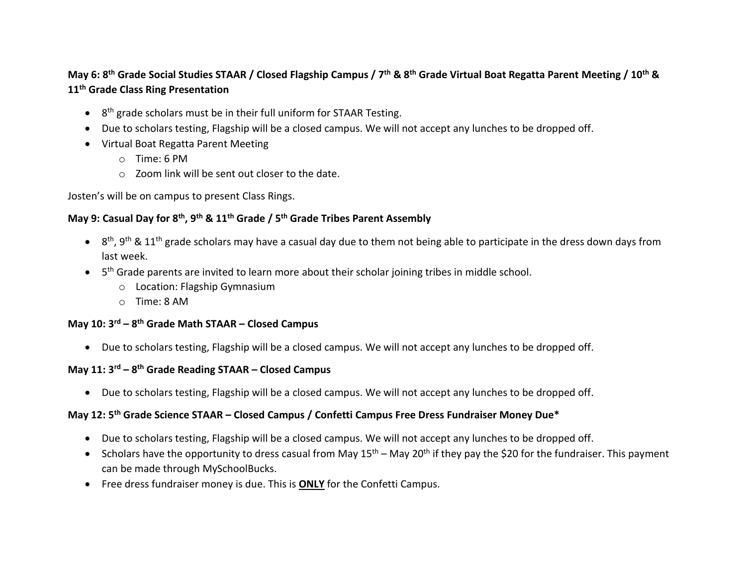**May 6: 8th Grade Social Studies STAAR / Closed Flagship Campus / 7th & 8th Grade Virtual Boat Regatta Parent Meeting / 10th & 11th Grade Class Ring Presentation**

- 8th grade scholars must be in their full uniform for STAAR Testing.
- Due to scholars testing, Flagship will be a closed campus. We will not accept any lunches to be dropped off.
- Virtual Boat Regatta Parent Meeting
  - Time: 6 PM
  - Zoom link will be sent out closer to the date.

Josten's will be on campus to present Class Rings.

**May 9: Casual Day for 8th, 9th & 11th Grade / 5th Grade Tribes Parent Assembly**

- 8th, 9th & 11th grade scholars may have a casual day due to them not being able to participate in the dress down days from last week.
- 5th Grade parents are invited to learn more about their scholar joining tribes in middle school.
  - Location: Flagship Gymnasium
  - Time: 8 AM

**May 10: 3rd – 8th Grade Math STAAR – Closed Campus**

- Due to scholars testing, Flagship will be a closed campus. We will not accept any lunches to be dropped off.

**May 11: 3rd – 8th Grade Reading STAAR – Closed Campus**

- Due to scholars testing, Flagship will be a closed campus. We will not accept any lunches to be dropped off.

**May 12: 5th Grade Science STAAR – Closed Campus / Confetti Campus Free Dress Fundraiser Money Due***

- Due to scholars testing, Flagship will be a closed campus. We will not accept any lunches to be dropped off.
- Scholars have the opportunity to dress casual from May 15th – May 20th if they pay the $20 for the fundraiser. This payment can be made through MySchoolBucks.
- Free dress fundraiser money is due. This is <u>**ONLY**</u> for the Confetti Campus.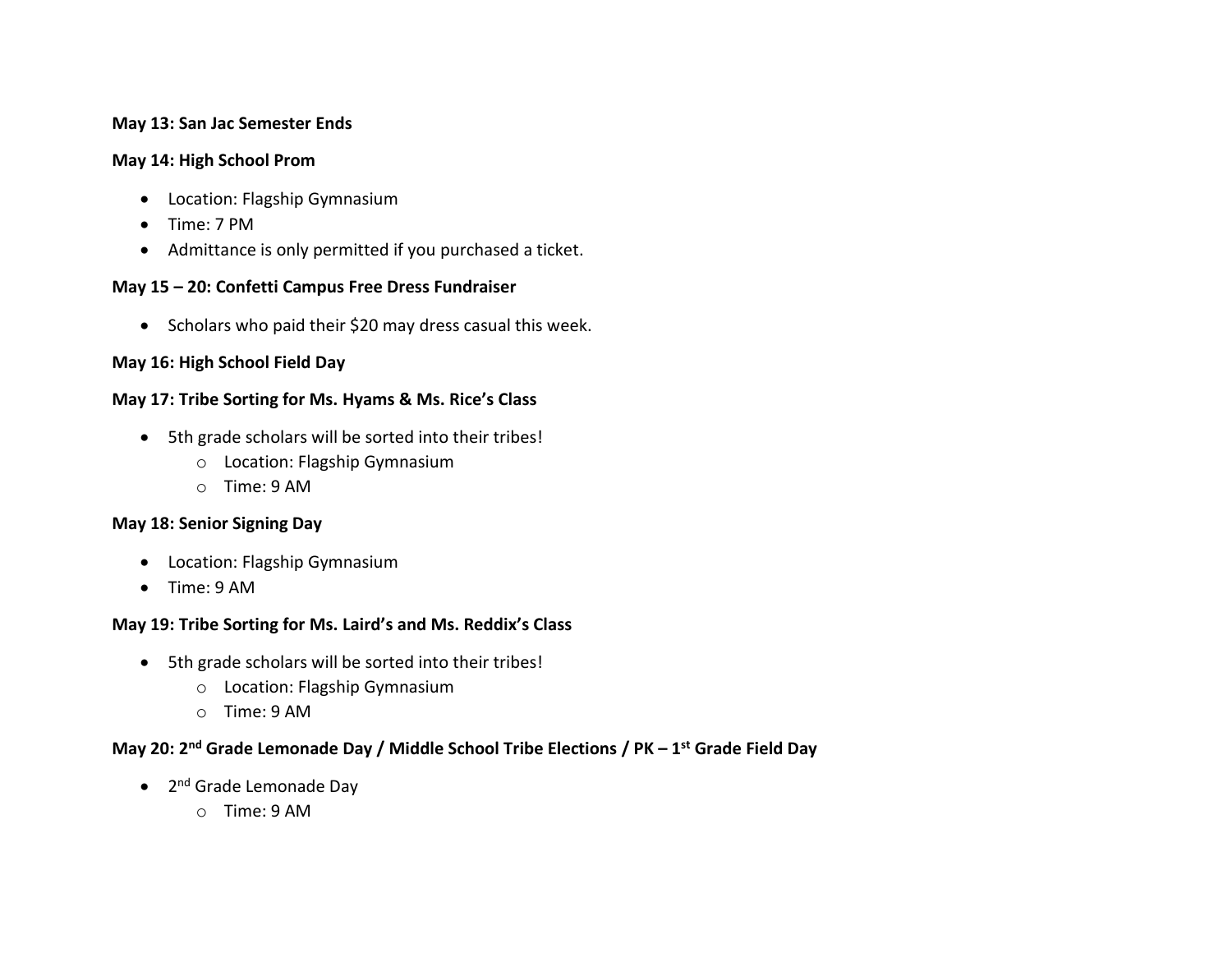**May 13: San Jac Semester Ends**

**May 14: High School Prom**

- Location: Flagship Gymnasium
- Time: 7 PM
- Admittance is only permitted if you purchased a ticket.

**May 15 – 20: Confetti Campus Free Dress Fundraiser**

- Scholars who paid their $20 may dress casual this week.

**May 16: High School Field Day**

**May 17: Tribe Sorting for Ms. Hyams & Ms. Rice's Class**

- 5th grade scholars will be sorted into their tribes!
  - Location: Flagship Gymnasium
  - Time: 9 AM

**May 18: Senior Signing Day**

- Location: Flagship Gymnasium
- Time: 9 AM

**May 19: Tribe Sorting for Ms. Laird's and Ms. Reddix's Class**

- 5th grade scholars will be sorted into their tribes!
  - Location: Flagship Gymnasium
  - Time: 9 AM

**May 20: 2nd Grade Lemonade Day / Middle School Tribe Elections / PK – 1st Grade Field Day**

- 2nd Grade Lemonade Day
  - Time: 9 AM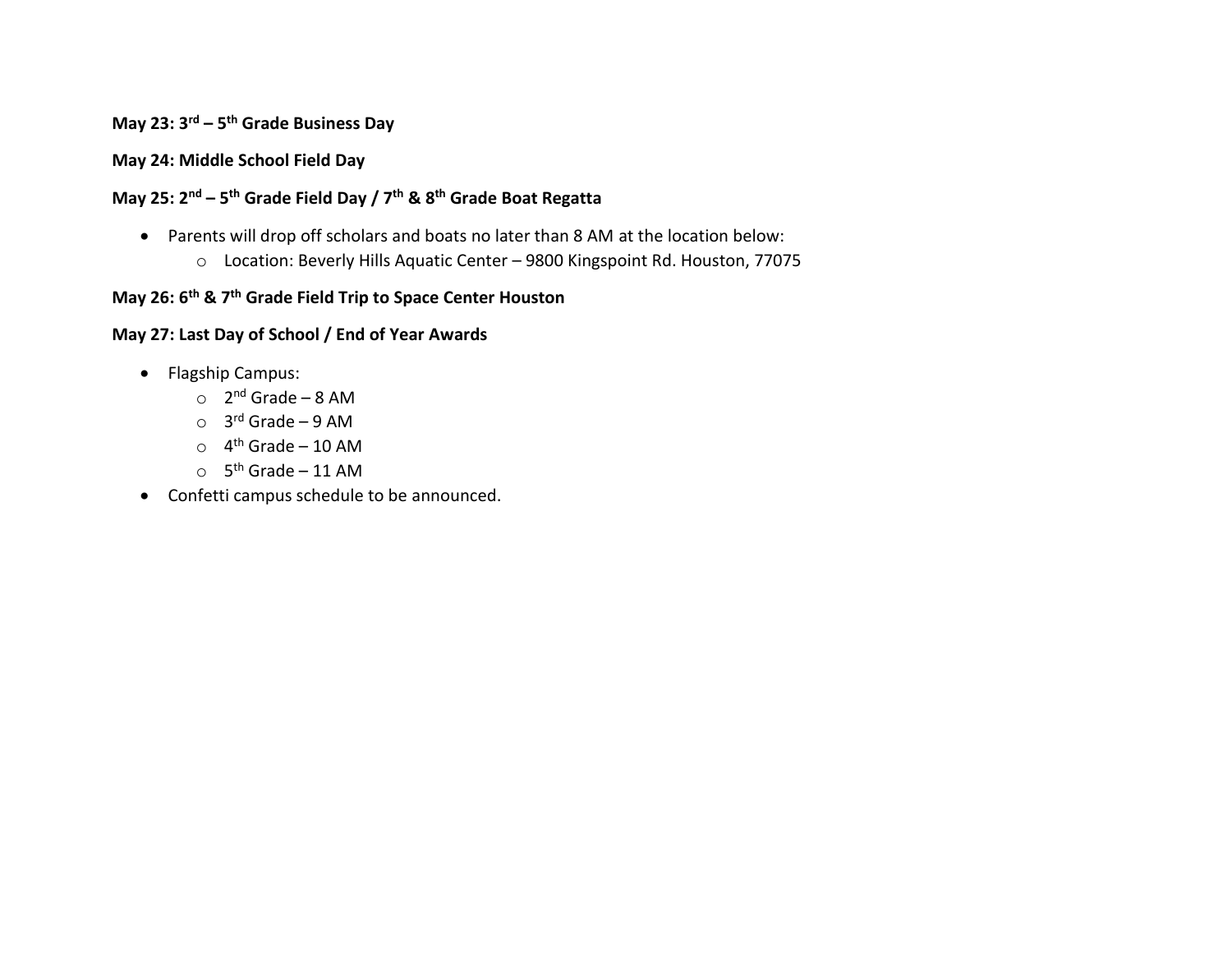**May 23: 3rd – 5th Grade Business Day**

**May 24: Middle School Field Day**

**May 25: 2nd – 5th Grade Field Day / 7th & 8th Grade Boat Regatta**

- Parents will drop off scholars and boats no later than 8 AM at the location below:
    - Location: Beverly Hills Aquatic Center – 9800 Kingspoint Rd. Houston, 77075

**May 26: 6th & 7th Grade Field Trip to Space Center Houston**

**May 27: Last Day of School / End of Year Awards**

- Flagship Campus:
    - 2nd Grade – 8 AM
    - 3rd Grade – 9 AM
    - 4th Grade – 10 AM
    - 5th Grade – 11 AM
- Confetti campus schedule to be announced.